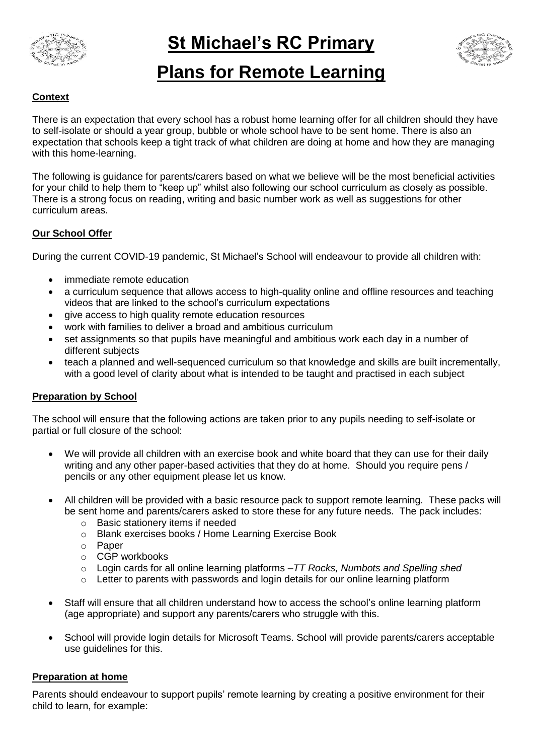# St Michael's RC Primary

# Plans for Remote Learning

## Context

There is an expectation that every school has a robust home learning offer for all children should they have to self-isolate or should a year group, bubble or whole school have to be sent home. There is also an expectation that schools keep a tight track of what children are doing at home and how they are managing with this home-learning.

The following is guidance for parents/carers based on what we believe will be the most beneficial activities for your child to help them to "keep up" whilst also following our school curriculum as closely as possible. There is a strong focus on reading, writing and basic number work as well as suggestions for other curriculum areas.

## Our School Offer

During the current COVID-19 pandemic, St Michael's School will endeavour to provide all children with:

- immediate remote education
- a curriculum sequence that allows access to high-quality online and offline resources and teaching videos that are linked to the school's curriculum expectations
- give access to high quality remote education resources
- work with families to deliver a broad and ambitious curriculum
- set assignments so that pupils have meaningful and ambitious work each day in a number of different subjects
- teach a planned and well-sequenced curriculum so that knowledge and skills are built incrementally, with a good level of clarity about what is intended to be taught and practised in each subject

## Preparation by School

The school will ensure that the following actions are taken prior to any pupils needing to self-isolate or partial or full closure of the school:

- We will provide all children with an exercise book and white board that they can use for their daily writing and any other paper-based activities that they do at home. Should you require pens / pencils or any other equipment please let us know.
- All children will be provided with a basic resource pack to support remote learning. These packs will be sent home and parents/carers asked to store these for any future needs. The pack includes:
    - Basic stationery items if needed
    - Blank exercises books / Home Learning Exercise Book
    - Paper
    - CGP workbooks
    - Login cards for all online learning platforms –*TT Rocks, Numbots and Spelling shed*
    - Letter to parents with passwords and login details for our online learning platform
- Staff will ensure that all children understand how to access the school's online learning platform (age appropriate) and support any parents/carers who struggle with this.
- School will provide login details for Microsoft Teams. School will provide parents/carers acceptable use guidelines for this.

## Preparation at home

Parents should endeavour to support pupils' remote learning by creating a positive environment for their child to learn, for example: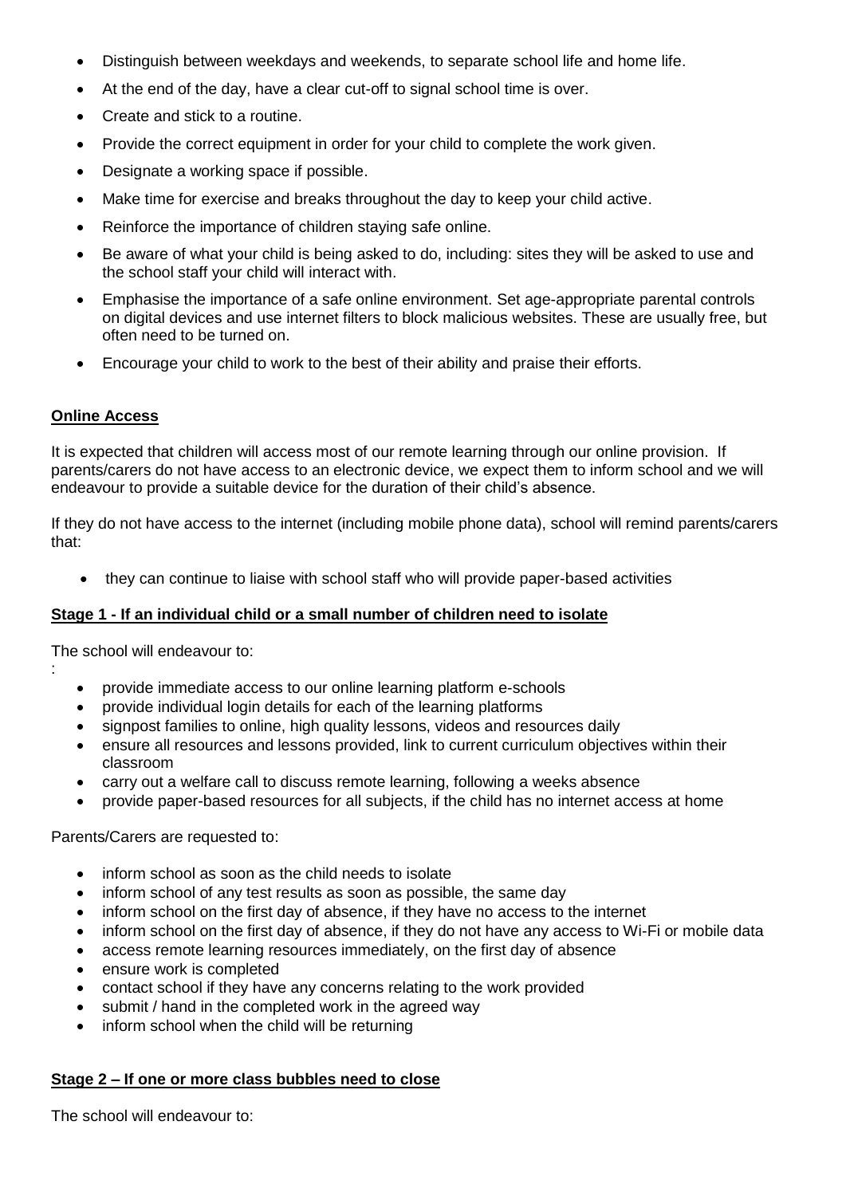- Distinguish between weekdays and weekends, to separate school life and home life.
- At the end of the day, have a clear cut-off to signal school time is over.
- Create and stick to a routine.
- Provide the correct equipment in order for your child to complete the work given.
- Designate a working space if possible.
- Make time for exercise and breaks throughout the day to keep your child active.
- Reinforce the importance of children staying safe online.
- Be aware of what your child is being asked to do, including: sites they will be asked to use and the school staff your child will interact with.
- Emphasise the importance of a safe online environment. Set age-appropriate parental controls on digital devices and use internet filters to block malicious websites. These are usually free, but often need to be turned on.
- Encourage your child to work to the best of their ability and praise their efforts.

**Online Access**

It is expected that children will access most of our remote learning through our online provision. If parents/carers do not have access to an electronic device, we expect them to inform school and we will endeavour to provide a suitable device for the duration of their child's absence.

If they do not have access to the internet (including mobile phone data), school will remind parents/carers that:

- they can continue to liaise with school staff who will provide paper-based activities

**Stage 1 - If an individual child or a small number of children need to isolate**

The school will endeavour to:

:

- provide immediate access to our online learning platform e-schools
- provide individual login details for each of the learning platforms
- signpost families to online, high quality lessons, videos and resources daily
- ensure all resources and lessons provided, link to current curriculum objectives within their classroom
- carry out a welfare call to discuss remote learning, following a weeks absence
- provide paper-based resources for all subjects, if the child has no internet access at home

Parents/Carers are requested to:

- inform school as soon as the child needs to isolate
- inform school of any test results as soon as possible, the same day
- inform school on the first day of absence, if they have no access to the internet
- inform school on the first day of absence, if they do not have any access to Wi-Fi or mobile data
- access remote learning resources immediately, on the first day of absence
- ensure work is completed
- contact school if they have any concerns relating to the work provided
- submit / hand in the completed work in the agreed way
- inform school when the child will be returning

**Stage 2 – If one or more class bubbles need to close**

The school will endeavour to: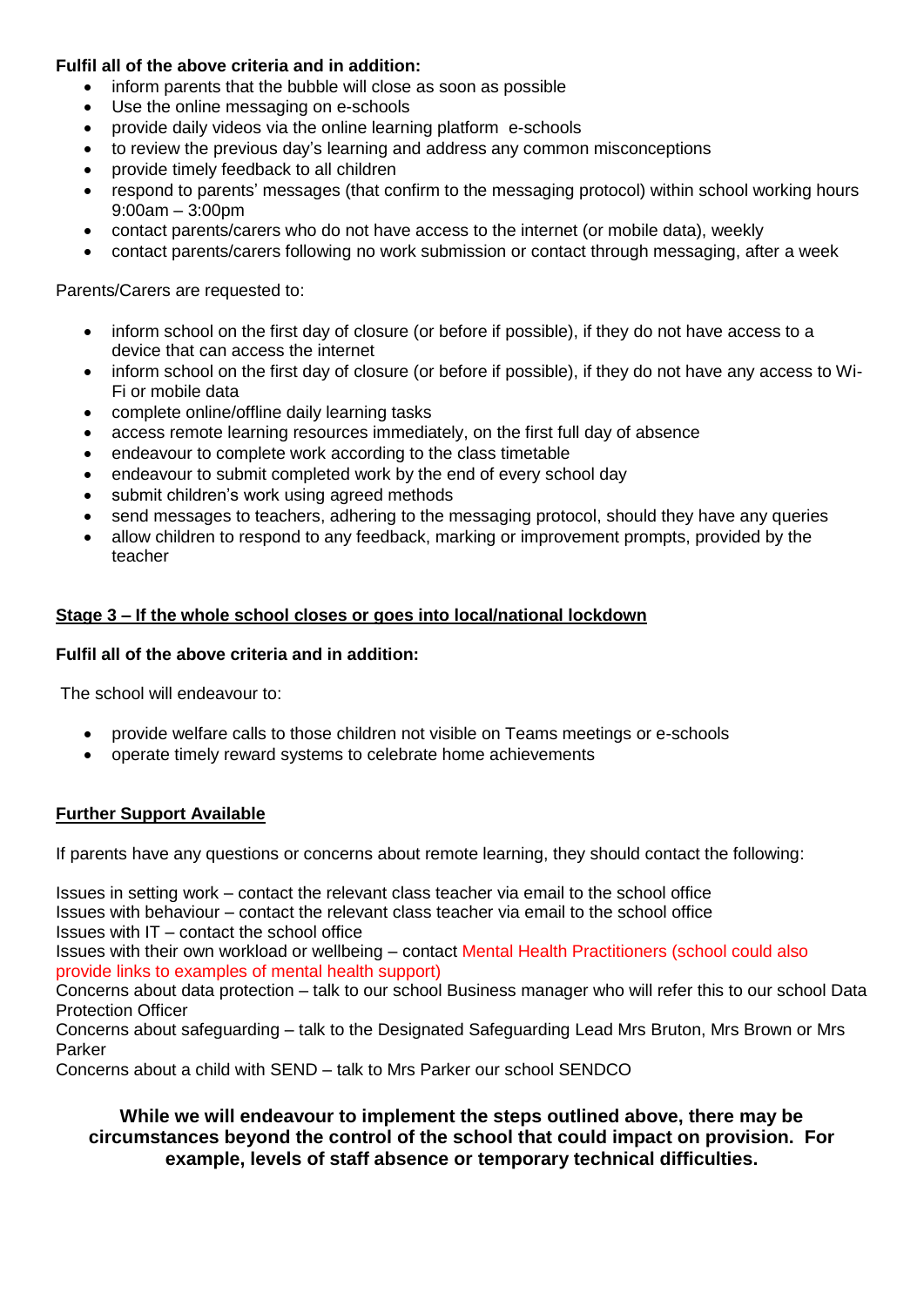**Fulfil all of the above criteria and in addition:**

- inform parents that the bubble will close as soon as possible
- Use the online messaging on e-schools
- provide daily videos via the online learning platform e-schools
- to review the previous day's learning and address any common misconceptions
- provide timely feedback to all children
- respond to parents' messages (that confirm to the messaging protocol) within school working hours 9:00am – 3:00pm
- contact parents/carers who do not have access to the internet (or mobile data), weekly
- contact parents/carers following no work submission or contact through messaging, after a week

Parents/Carers are requested to:

- inform school on the first day of closure (or before if possible), if they do not have access to a device that can access the internet
- inform school on the first day of closure (or before if possible), if they do not have any access to Wi-Fi or mobile data
- complete online/offline daily learning tasks
- access remote learning resources immediately, on the first full day of absence
- endeavour to complete work according to the class timetable
- endeavour to submit completed work by the end of every school day
- submit children's work using agreed methods
- send messages to teachers, adhering to the messaging protocol, should they have any queries
- allow children to respond to any feedback, marking or improvement prompts, provided by the teacher

## Stage 3 – If the whole school closes or goes into local/national lockdown

**Fulfil all of the above criteria and in addition:**

The school will endeavour to:

- provide welfare calls to those children not visible on Teams meetings or e-schools
- operate timely reward systems to celebrate home achievements

## Further Support Available

If parents have any questions or concerns about remote learning, they should contact the following:

Issues in setting work – contact the relevant class teacher via email to the school office
Issues with behaviour – contact the relevant class teacher via email to the school office
Issues with IT – contact the school office
Issues with their own workload or wellbeing – contact Mental Health Practitioners (school could also provide links to examples of mental health support)
Concerns about data protection – talk to our school Business manager who will refer this to our school Data Protection Officer
Concerns about safeguarding – talk to the Designated Safeguarding Lead Mrs Bruton, Mrs Brown or Mrs Parker
Concerns about a child with SEND – talk to Mrs Parker our school SENDCO

**While we will endeavour to implement the steps outlined above, there may be circumstances beyond the control of the school that could impact on provision. For example, levels of staff absence or temporary technical difficulties.**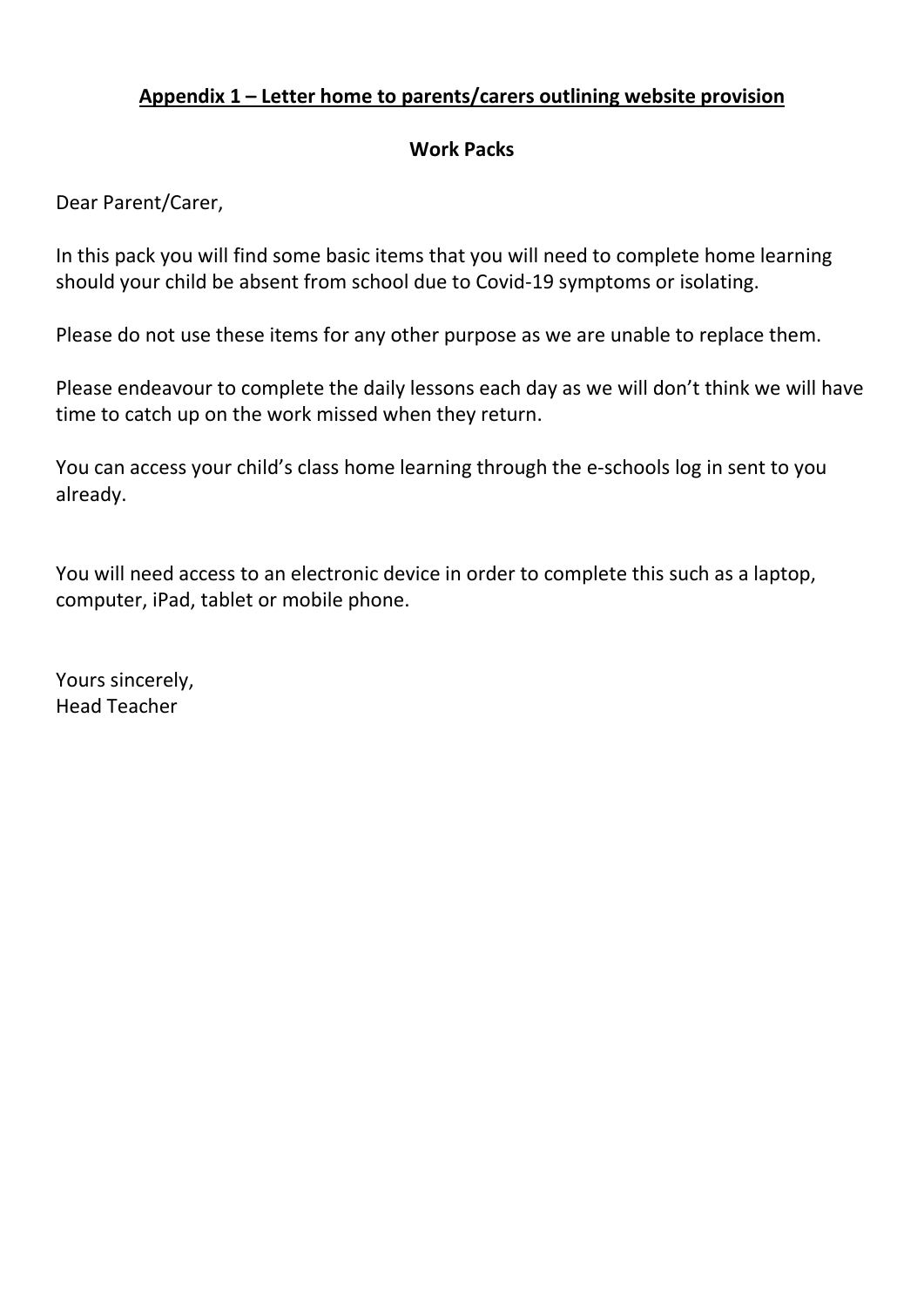**<u>Appendix 1 – Letter home to parents/carers outlining website provision</u>**

**Work Packs**

Dear Parent/Carer,

In this pack you will find some basic items that you will need to complete home learning should your child be absent from school due to Covid-19 symptoms or isolating.

Please do not use these items for any other purpose as we are unable to replace them.

Please endeavour to complete the daily lessons each day as we will don't think we will have time to catch up on the work missed when they return.

You can access your child's class home learning through the e-schools log in sent to you already.

You will need access to an electronic device in order to complete this such as a laptop, computer, iPad, tablet or mobile phone.

Yours sincerely,
Head Teacher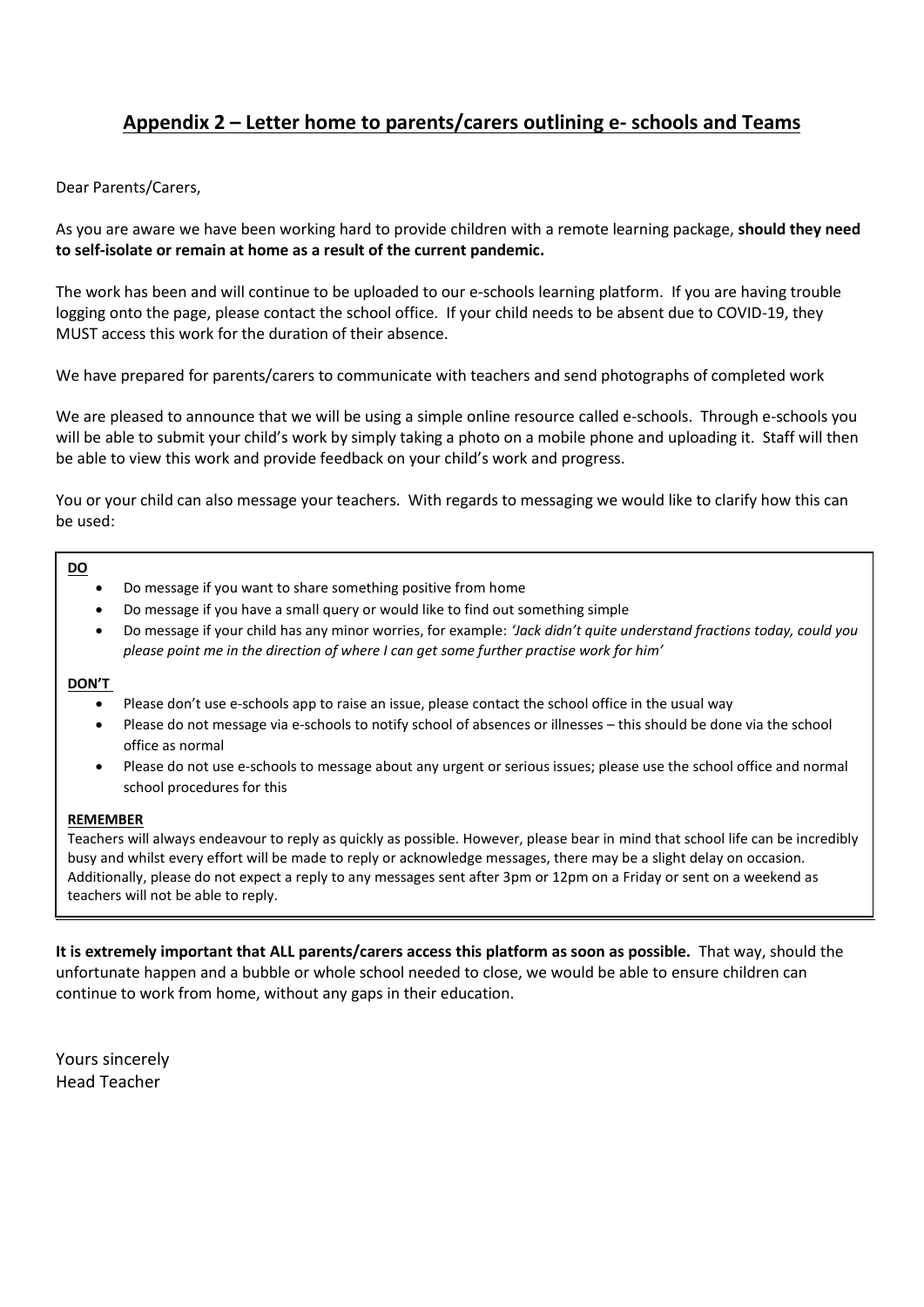## Appendix 2 – Letter home to parents/carers outlining e- schools and Teams

Dear Parents/Carers,

As you are aware we have been working hard to provide children with a remote learning package, **should they need to self-isolate or remain at home as a result of the current pandemic.**

The work has been and will continue to be uploaded to our e-schools learning platform. If you are having trouble logging onto the page, please contact the school office. If your child needs to be absent due to COVID-19, they MUST access this work for the duration of their absence.

We have prepared for parents/carers to communicate with teachers and send photographs of completed work

We are pleased to announce that we will be using a simple online resource called e-schools. Through e-schools you will be able to submit your child's work by simply taking a photo on a mobile phone and uploading it. Staff will then be able to view this work and provide feedback on your child's work and progress.

You or your child can also message your teachers. With regards to messaging we would like to clarify how this can be used:

**DO**

- Do message if you want to share something positive from home
- Do message if you have a small query or would like to find out something simple
- Do message if your child has any minor worries, for example: *'Jack didn't quite understand fractions today, could you please point me in the direction of where I can get some further practise work for him'*

**DON'T**

- Please don't use e-schools app to raise an issue, please contact the school office in the usual way
- Please do not message via e-schools to notify school of absences or illnesses – this should be done via the school office as normal
- Please do not use e-schools to message about any urgent or serious issues; please use the school office and normal school procedures for this

**REMEMBER**

Teachers will always endeavour to reply as quickly as possible. However, please bear in mind that school life can be incredibly busy and whilst every effort will be made to reply or acknowledge messages, there may be a slight delay on occasion. Additionally, please do not expect a reply to any messages sent after 3pm or 12pm on a Friday or sent on a weekend as teachers will not be able to reply.

**It is extremely important that ALL parents/carers access this platform as soon as possible.** That way, should the unfortunate happen and a bubble or whole school needed to close, we would be able to ensure children can continue to work from home, without any gaps in their education.

Yours sincerely
Head Teacher